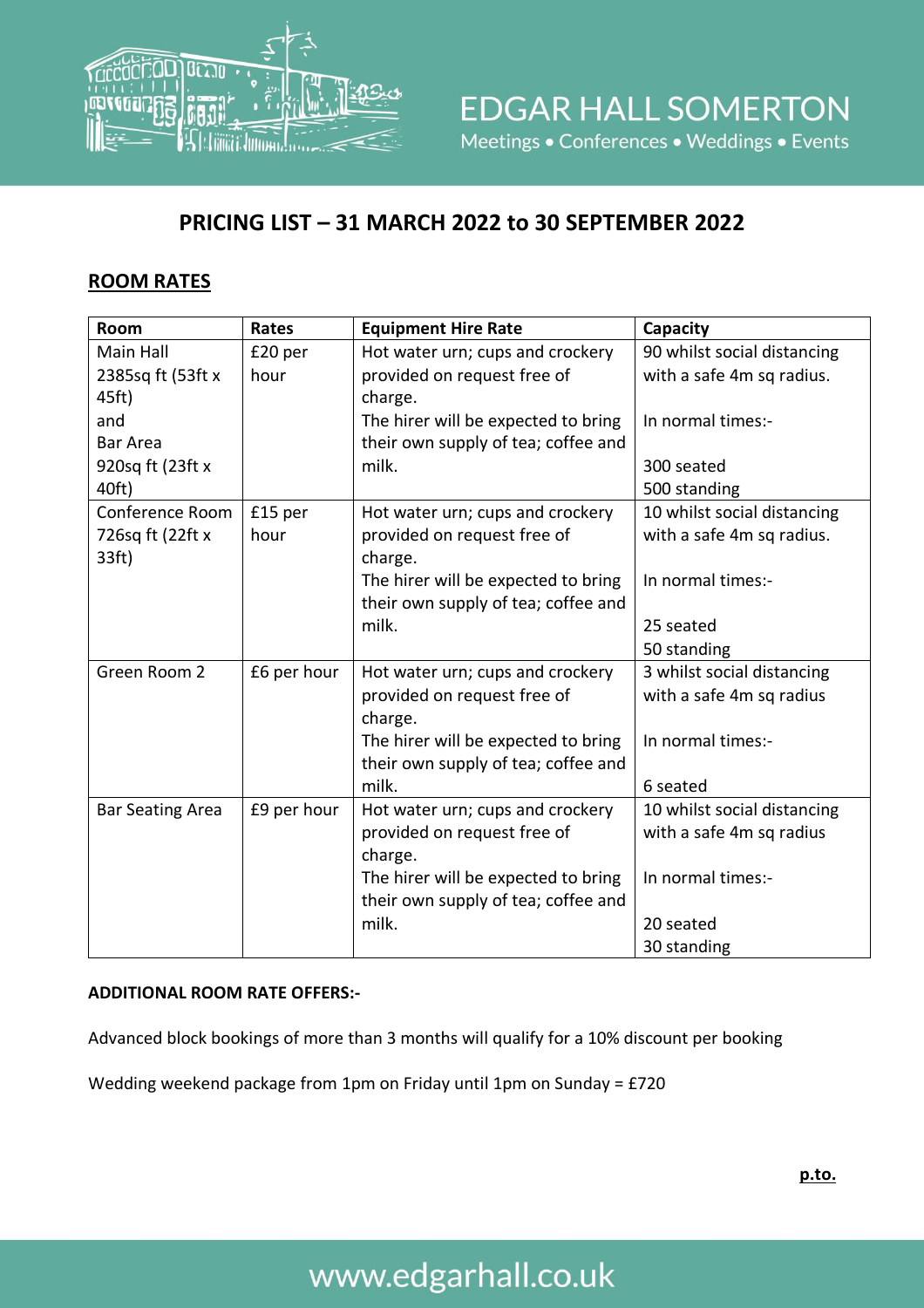# EDGAR HALL SOMERTON

Meetings • Conferences • Weddings • Events

## PRICING LIST – 31 MARCH 2022 to 30 SEPTEMBER 2022

### ROOM RATES

| Room | Rates | Equipment Hire Rate | Capacity |
|---|---|---|---|
| Main Hall 2385sq ft (53ft x 45ft) and Bar Area 920sq ft (23ft x 40ft) | £20 per hour | Hot water urn; cups and crockery provided on request free of charge. The hirer will be expected to bring their own supply of tea; coffee and milk. | 90 whilst social distancing with a safe 4m sq radius. In normal times:- 300 seated 500 standing |
| Conference Room 726sq ft (22ft x 33ft) | £15 per hour | Hot water urn; cups and crockery provided on request free of charge. The hirer will be expected to bring their own supply of tea; coffee and milk. | 10 whilst social distancing with a safe 4m sq radius. In normal times:- 25 seated 50 standing |
| Green Room 2 | £6 per hour | Hot water urn; cups and crockery provided on request free of charge. The hirer will be expected to bring their own supply of tea; coffee and milk. | 3 whilst social distancing with a safe 4m sq radius In normal times:- 6 seated |
| Bar Seating Area | £9 per hour | Hot water urn; cups and crockery provided on request free of charge. The hirer will be expected to bring their own supply of tea; coffee and milk. | 10 whilst social distancing with a safe 4m sq radius In normal times:- 20 seated 30 standing |

**ADDITIONAL ROOM RATE OFFERS:-**

Advanced block bookings of more than 3 months will qualify for a 10% discount per booking

Wedding weekend package from 1pm on Friday until 1pm on Sunday = £720

**p.to.**

www.edgarhall.co.uk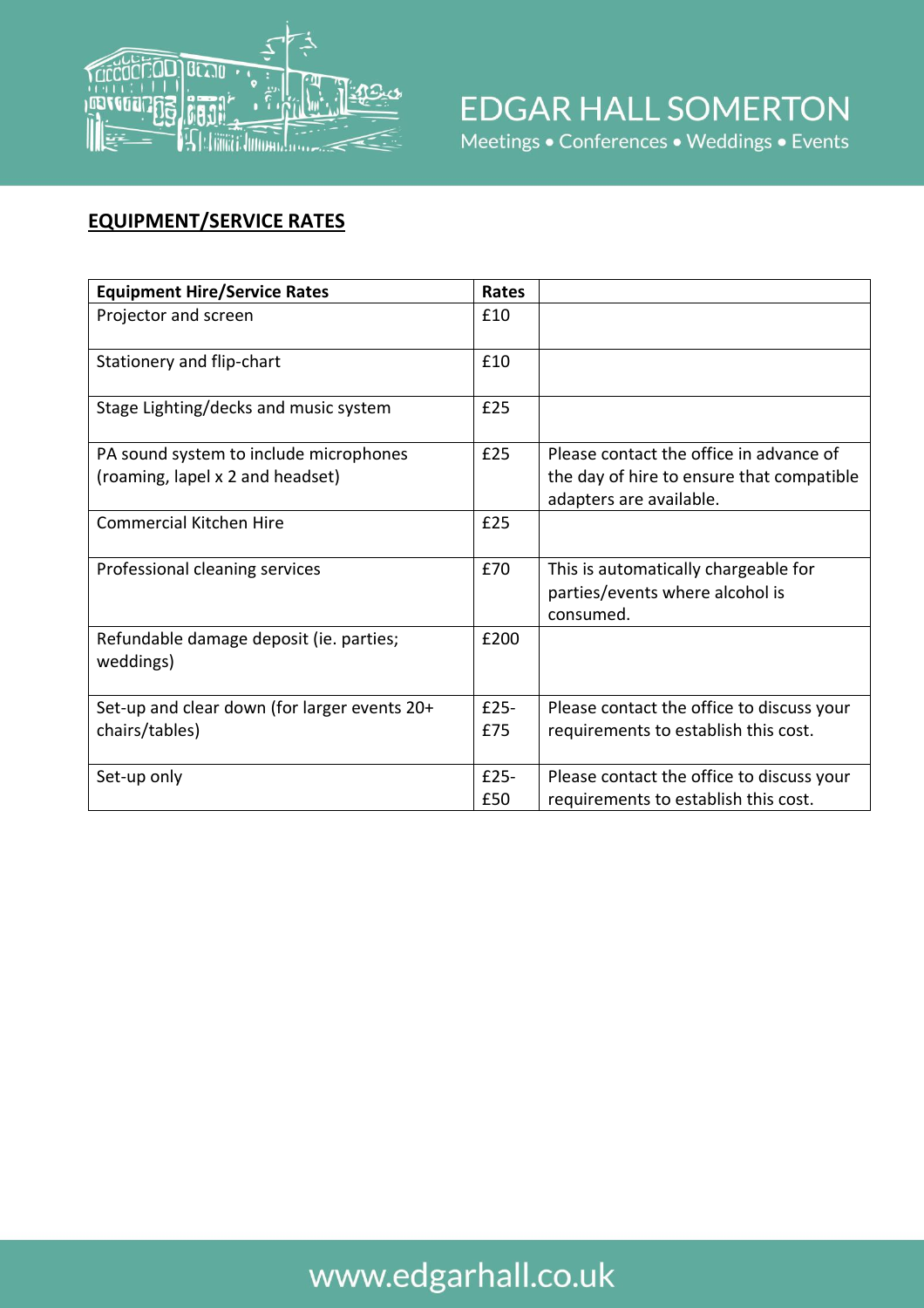# EDGAR HALL SOMERTON

Meetings • Conferences • Weddings • Events

## EQUIPMENT/SERVICE RATES

| Equipment Hire/Service Rates | Rates | |
|---|---|---|
| Projector and screen | £10 | |
| Stationery and flip-chart | £10 | |
| Stage Lighting/decks and music system | £25 | |
| PA sound system to include microphones (roaming, lapel x 2 and headset) | £25 | Please contact the office in advance of the day of hire to ensure that compatible adapters are available. |
| Commercial Kitchen Hire | £25 | |
| Professional cleaning services | £70 | This is automatically chargeable for parties/events where alcohol is consumed. |
| Refundable damage deposit (ie. parties; weddings) | £200 | |
| Set-up and clear down (for larger events 20+ chairs/tables) | £25-£75 | Please contact the office to discuss your requirements to establish this cost. |
| Set-up only | £25-£50 | Please contact the office to discuss your requirements to establish this cost. |

www.edgarhall.co.uk